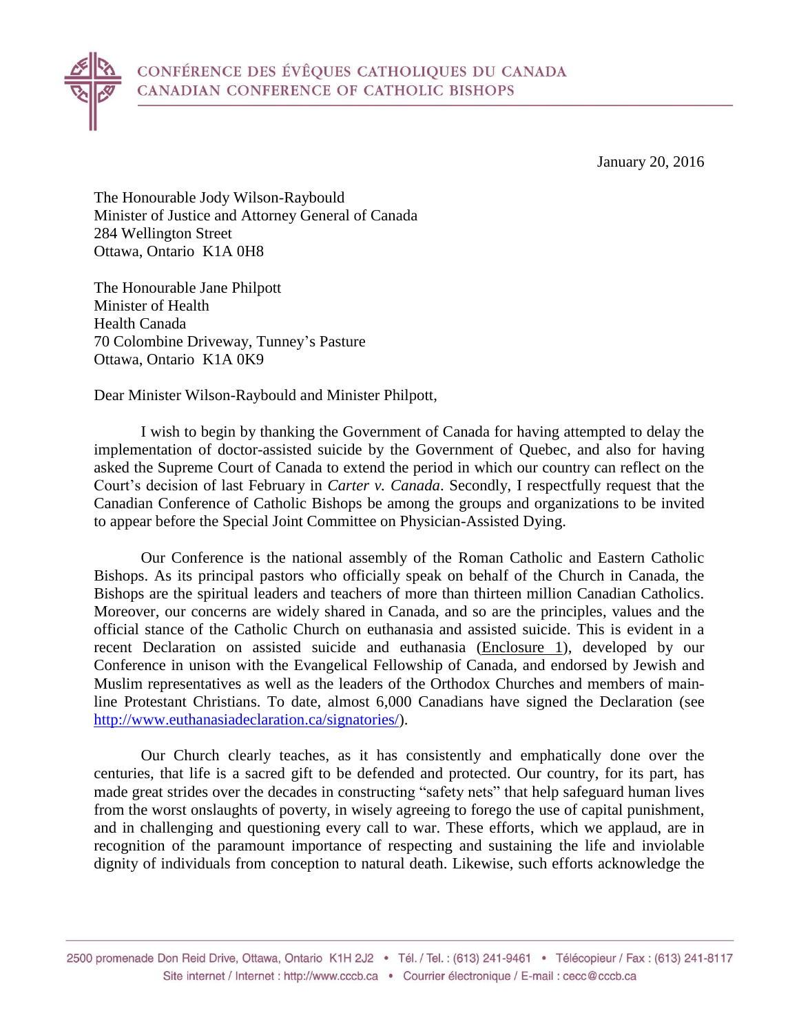CONFÉRENCE DES ÉVÊQUES CATHOLIQUES DU CANADA
CANADIAN CONFERENCE OF CATHOLIC BISHOPS

January 20, 2016

The Honourable Jody Wilson-Raybould
Minister of Justice and Attorney General of Canada
284 Wellington Street
Ottawa, Ontario K1A 0H8

The Honourable Jane Philpott
Minister of Health
Health Canada
70 Colombine Driveway, Tunney's Pasture
Ottawa, Ontario K1A 0K9

Dear Minister Wilson-Raybould and Minister Philpott,

I wish to begin by thanking the Government of Canada for having attempted to delay the implementation of doctor-assisted suicide by the Government of Quebec, and also for having asked the Supreme Court of Canada to extend the period in which our country can reflect on the Court's decision of last February in *Carter v. Canada*. Secondly, I respectfully request that the Canadian Conference of Catholic Bishops be among the groups and organizations to be invited to appear before the Special Joint Committee on Physician-Assisted Dying.

Our Conference is the national assembly of the Roman Catholic and Eastern Catholic Bishops. As its principal pastors who officially speak on behalf of the Church in Canada, the Bishops are the spiritual leaders and teachers of more than thirteen million Canadian Catholics. Moreover, our concerns are widely shared in Canada, and so are the principles, values and the official stance of the Catholic Church on euthanasia and assisted suicide. This is evident in a recent Declaration on assisted suicide and euthanasia (Enclosure 1), developed by our Conference in unison with the Evangelical Fellowship of Canada, and endorsed by Jewish and Muslim representatives as well as the leaders of the Orthodox Churches and members of main-line Protestant Christians. To date, almost 6,000 Canadians have signed the Declaration (see http://www.euthanasiadeclaration.ca/signatories/).

Our Church clearly teaches, as it has consistently and emphatically done over the centuries, that life is a sacred gift to be defended and protected. Our country, for its part, has made great strides over the decades in constructing "safety nets" that help safeguard human lives from the worst onslaughts of poverty, in wisely agreeing to forego the use of capital punishment, and in challenging and questioning every call to war. These efforts, which we applaud, are in recognition of the paramount importance of respecting and sustaining the life and inviolable dignity of individuals from conception to natural death. Likewise, such efforts acknowledge the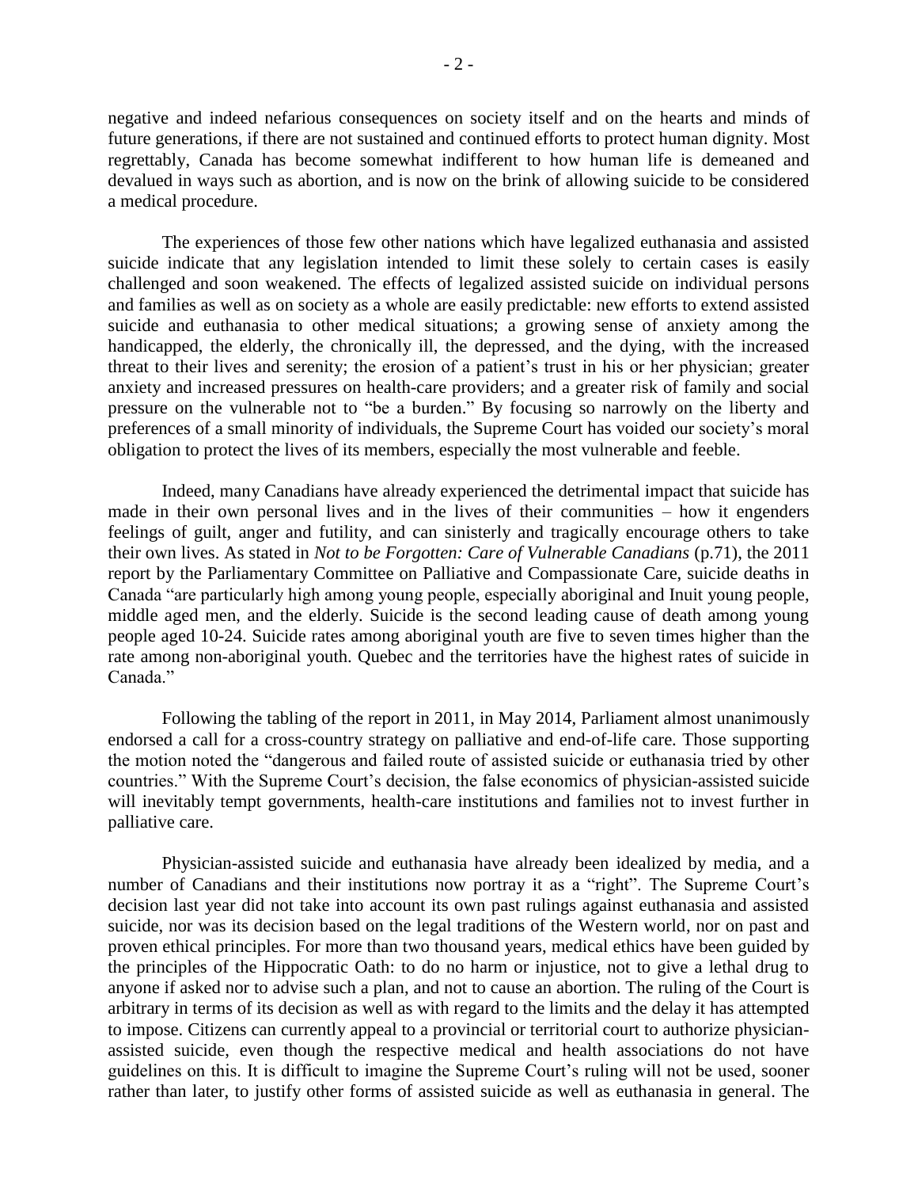negative and indeed nefarious consequences on society itself and on the hearts and minds of future generations, if there are not sustained and continued efforts to protect human dignity. Most regrettably, Canada has become somewhat indifferent to how human life is demeaned and devalued in ways such as abortion, and is now on the brink of allowing suicide to be considered a medical procedure.

The experiences of those few other nations which have legalized euthanasia and assisted suicide indicate that any legislation intended to limit these solely to certain cases is easily challenged and soon weakened. The effects of legalized assisted suicide on individual persons and families as well as on society as a whole are easily predictable: new efforts to extend assisted suicide and euthanasia to other medical situations; a growing sense of anxiety among the handicapped, the elderly, the chronically ill, the depressed, and the dying, with the increased threat to their lives and serenity; the erosion of a patient's trust in his or her physician; greater anxiety and increased pressures on health-care providers; and a greater risk of family and social pressure on the vulnerable not to "be a burden." By focusing so narrowly on the liberty and preferences of a small minority of individuals, the Supreme Court has voided our society's moral obligation to protect the lives of its members, especially the most vulnerable and feeble.

Indeed, many Canadians have already experienced the detrimental impact that suicide has made in their own personal lives and in the lives of their communities – how it engenders feelings of guilt, anger and futility, and can sinisterly and tragically encourage others to take their own lives. As stated in *Not to be Forgotten: Care of Vulnerable Canadians* (p.71), the 2011 report by the Parliamentary Committee on Palliative and Compassionate Care, suicide deaths in Canada "are particularly high among young people, especially aboriginal and Inuit young people, middle aged men, and the elderly. Suicide is the second leading cause of death among young people aged 10-24. Suicide rates among aboriginal youth are five to seven times higher than the rate among non-aboriginal youth. Quebec and the territories have the highest rates of suicide in Canada."

Following the tabling of the report in 2011, in May 2014, Parliament almost unanimously endorsed a call for a cross-country strategy on palliative and end-of-life care. Those supporting the motion noted the "dangerous and failed route of assisted suicide or euthanasia tried by other countries." With the Supreme Court's decision, the false economics of physician-assisted suicide will inevitably tempt governments, health-care institutions and families not to invest further in palliative care.

Physician-assisted suicide and euthanasia have already been idealized by media, and a number of Canadians and their institutions now portray it as a "right". The Supreme Court's decision last year did not take into account its own past rulings against euthanasia and assisted suicide, nor was its decision based on the legal traditions of the Western world, nor on past and proven ethical principles. For more than two thousand years, medical ethics have been guided by the principles of the Hippocratic Oath: to do no harm or injustice, not to give a lethal drug to anyone if asked nor to advise such a plan, and not to cause an abortion. The ruling of the Court is arbitrary in terms of its decision as well as with regard to the limits and the delay it has attempted to impose. Citizens can currently appeal to a provincial or territorial court to authorize physician-assisted suicide, even though the respective medical and health associations do not have guidelines on this. It is difficult to imagine the Supreme Court's ruling will not be used, sooner rather than later, to justify other forms of assisted suicide as well as euthanasia in general. The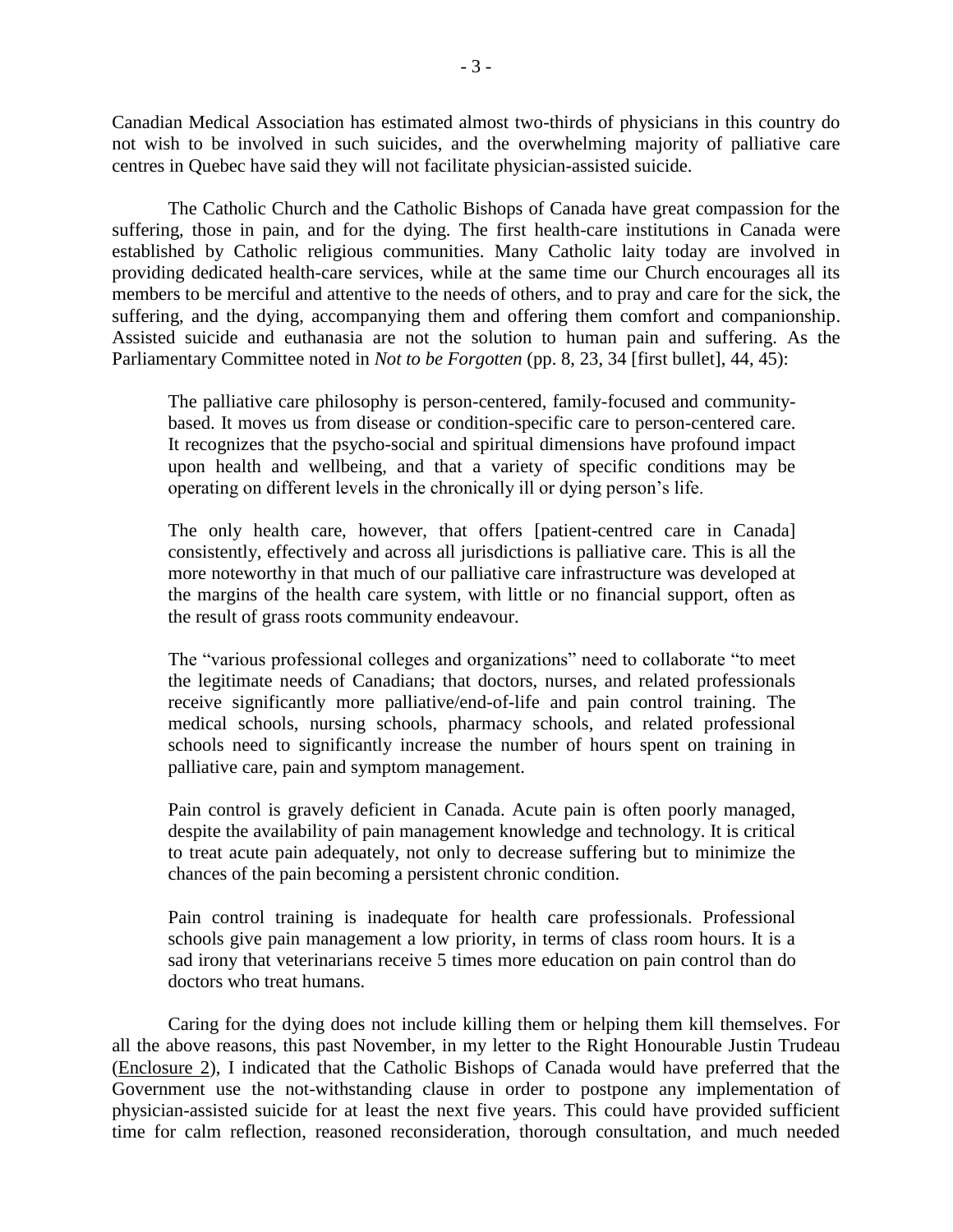Canadian Medical Association has estimated almost two-thirds of physicians in this country do not wish to be involved in such suicides, and the overwhelming majority of palliative care centres in Quebec have said they will not facilitate physician-assisted suicide.

The Catholic Church and the Catholic Bishops of Canada have great compassion for the suffering, those in pain, and for the dying. The first health-care institutions in Canada were established by Catholic religious communities. Many Catholic laity today are involved in providing dedicated health-care services, while at the same time our Church encourages all its members to be merciful and attentive to the needs of others, and to pray and care for the sick, the suffering, and the dying, accompanying them and offering them comfort and companionship. Assisted suicide and euthanasia are not the solution to human pain and suffering. As the Parliamentary Committee noted in *Not to be Forgotten* (pp. 8, 23, 34 [first bullet], 44, 45):

> The palliative care philosophy is person-centered, family-focused and community-based. It moves us from disease or condition-specific care to person-centered care. It recognizes that the psycho-social and spiritual dimensions have profound impact upon health and wellbeing, and that a variety of specific conditions may be operating on different levels in the chronically ill or dying person's life.
>
> The only health care, however, that offers [patient-centred care in Canada] consistently, effectively and across all jurisdictions is palliative care. This is all the more noteworthy in that much of our palliative care infrastructure was developed at the margins of the health care system, with little or no financial support, often as the result of grass roots community endeavour.
>
> The "various professional colleges and organizations" need to collaborate "to meet the legitimate needs of Canadians; that doctors, nurses, and related professionals receive significantly more palliative/end-of-life and pain control training. The medical schools, nursing schools, pharmacy schools, and related professional schools need to significantly increase the number of hours spent on training in palliative care, pain and symptom management.
>
> Pain control is gravely deficient in Canada. Acute pain is often poorly managed, despite the availability of pain management knowledge and technology. It is critical to treat acute pain adequately, not only to decrease suffering but to minimize the chances of the pain becoming a persistent chronic condition.
>
> Pain control training is inadequate for health care professionals. Professional schools give pain management a low priority, in terms of class room hours. It is a sad irony that veterinarians receive 5 times more education on pain control than do doctors who treat humans.

Caring for the dying does not include killing them or helping them kill themselves. For all the above reasons, this past November, in my letter to the Right Honourable Justin Trudeau (Enclosure 2), I indicated that the Catholic Bishops of Canada would have preferred that the Government use the not-withstanding clause in order to postpone any implementation of physician-assisted suicide for at least the next five years. This could have provided sufficient time for calm reflection, reasoned reconsideration, thorough consultation, and much needed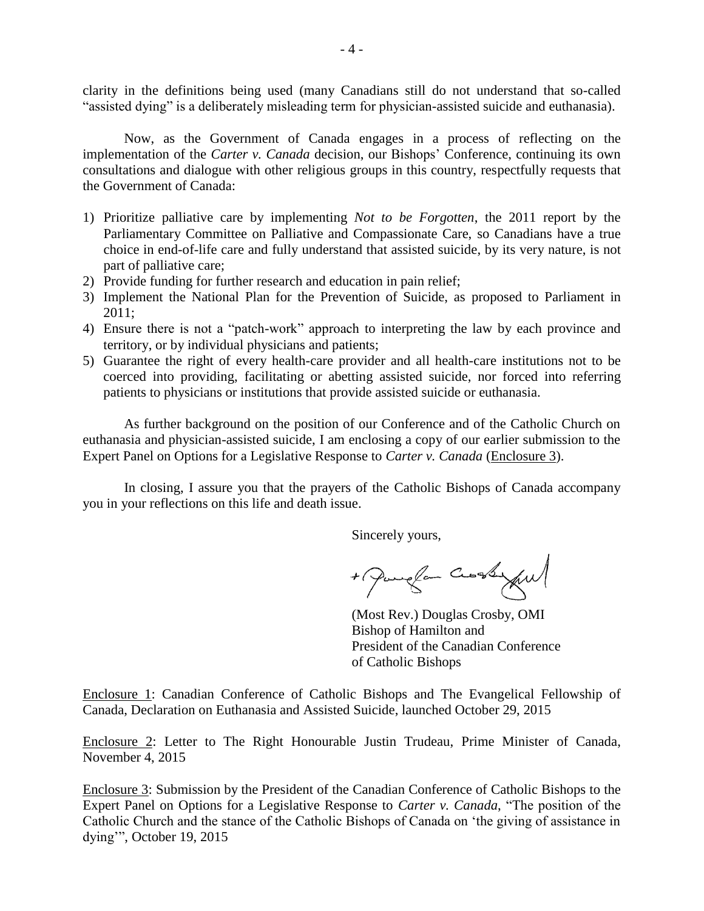clarity in the definitions being used (many Canadians still do not understand that so-called "assisted dying" is a deliberately misleading term for physician-assisted suicide and euthanasia).

Now, as the Government of Canada engages in a process of reflecting on the implementation of the *Carter v. Canada* decision, our Bishops' Conference, continuing its own consultations and dialogue with other religious groups in this country, respectfully requests that the Government of Canada:

1) Prioritize palliative care by implementing *Not to be Forgotten*, the 2011 report by the Parliamentary Committee on Palliative and Compassionate Care, so Canadians have a true choice in end-of-life care and fully understand that assisted suicide, by its very nature, is not part of palliative care;
2) Provide funding for further research and education in pain relief;
3) Implement the National Plan for the Prevention of Suicide, as proposed to Parliament in 2011;
4) Ensure there is not a "patch-work" approach to interpreting the law by each province and territory, or by individual physicians and patients;
5) Guarantee the right of every health-care provider and all health-care institutions not to be coerced into providing, facilitating or abetting assisted suicide, nor forced into referring patients to physicians or institutions that provide assisted suicide or euthanasia.

As further background on the position of our Conference and of the Catholic Church on euthanasia and physician-assisted suicide, I am enclosing a copy of our earlier submission to the Expert Panel on Options for a Legislative Response to *Carter v. Canada* (Enclosure 3).

In closing, I assure you that the prayers of the Catholic Bishops of Canada accompany you in your reflections on this life and death issue.

Sincerely yours,

(Most Rev.) Douglas Crosby, OMI
Bishop of Hamilton and
President of the Canadian Conference
of Catholic Bishops

Enclosure 1: Canadian Conference of Catholic Bishops and The Evangelical Fellowship of Canada, Declaration on Euthanasia and Assisted Suicide, launched October 29, 2015

Enclosure 2: Letter to The Right Honourable Justin Trudeau, Prime Minister of Canada, November 4, 2015

Enclosure 3: Submission by the President of the Canadian Conference of Catholic Bishops to the Expert Panel on Options for a Legislative Response to *Carter v. Canada*, "The position of the Catholic Church and the stance of the Catholic Bishops of Canada on 'the giving of assistance in dying'", October 19, 2015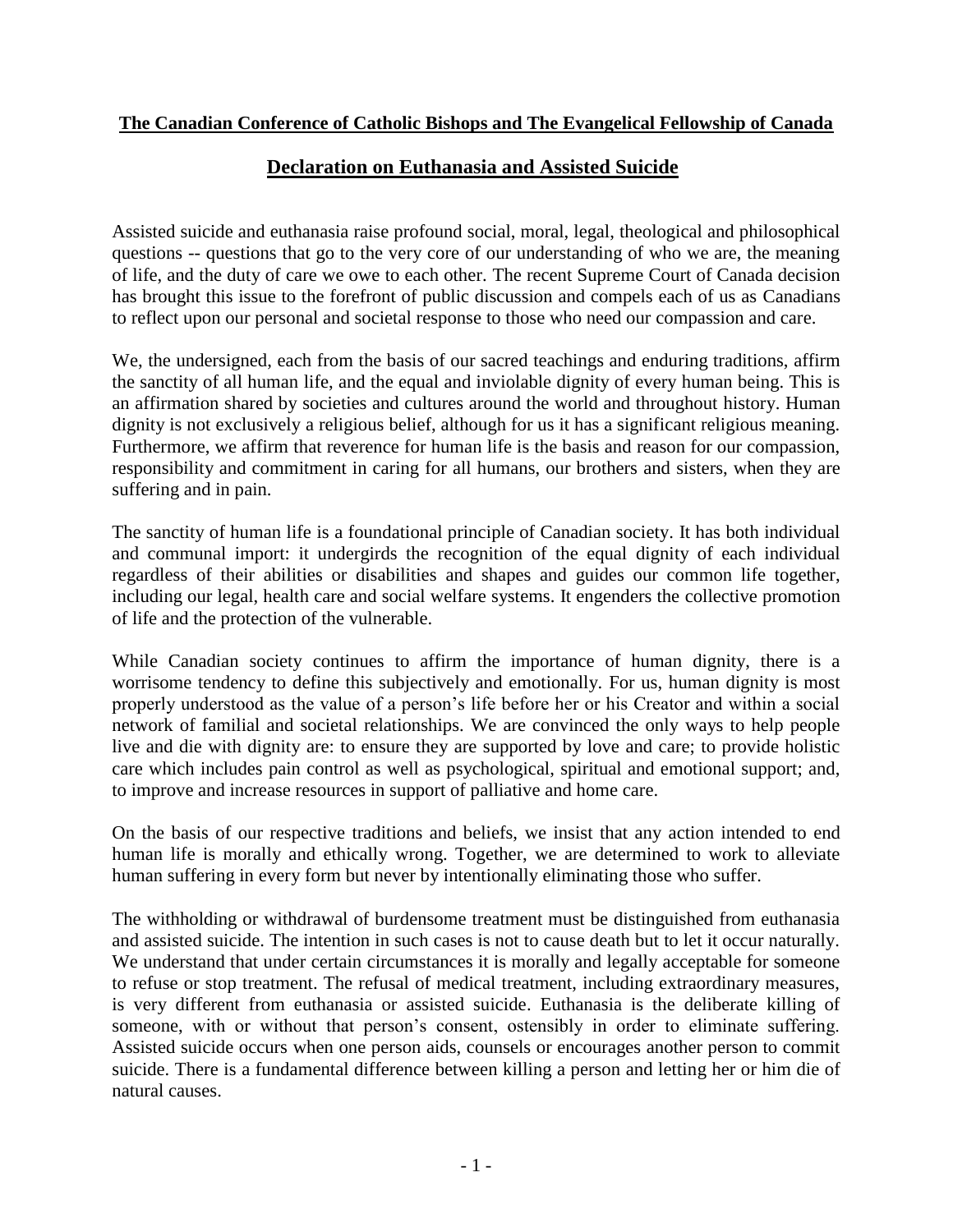**The Canadian Conference of Catholic Bishops and The Evangelical Fellowship of Canada**

## Declaration on Euthanasia and Assisted Suicide

Assisted suicide and euthanasia raise profound social, moral, legal, theological and philosophical questions -- questions that go to the very core of our understanding of who we are, the meaning of life, and the duty of care we owe to each other. The recent Supreme Court of Canada decision has brought this issue to the forefront of public discussion and compels each of us as Canadians to reflect upon our personal and societal response to those who need our compassion and care.

We, the undersigned, each from the basis of our sacred teachings and enduring traditions, affirm the sanctity of all human life, and the equal and inviolable dignity of every human being. This is an affirmation shared by societies and cultures around the world and throughout history. Human dignity is not exclusively a religious belief, although for us it has a significant religious meaning. Furthermore, we affirm that reverence for human life is the basis and reason for our compassion, responsibility and commitment in caring for all humans, our brothers and sisters, when they are suffering and in pain.

The sanctity of human life is a foundational principle of Canadian society. It has both individual and communal import: it undergirds the recognition of the equal dignity of each individual regardless of their abilities or disabilities and shapes and guides our common life together, including our legal, health care and social welfare systems. It engenders the collective promotion of life and the protection of the vulnerable.

While Canadian society continues to affirm the importance of human dignity, there is a worrisome tendency to define this subjectively and emotionally. For us, human dignity is most properly understood as the value of a person's life before her or his Creator and within a social network of familial and societal relationships. We are convinced the only ways to help people live and die with dignity are: to ensure they are supported by love and care; to provide holistic care which includes pain control as well as psychological, spiritual and emotional support; and, to improve and increase resources in support of palliative and home care.

On the basis of our respective traditions and beliefs, we insist that any action intended to end human life is morally and ethically wrong. Together, we are determined to work to alleviate human suffering in every form but never by intentionally eliminating those who suffer.

The withholding or withdrawal of burdensome treatment must be distinguished from euthanasia and assisted suicide. The intention in such cases is not to cause death but to let it occur naturally. We understand that under certain circumstances it is morally and legally acceptable for someone to refuse or stop treatment. The refusal of medical treatment, including extraordinary measures, is very different from euthanasia or assisted suicide. Euthanasia is the deliberate killing of someone, with or without that person's consent, ostensibly in order to eliminate suffering. Assisted suicide occurs when one person aids, counsels or encourages another person to commit suicide. There is a fundamental difference between killing a person and letting her or him die of natural causes.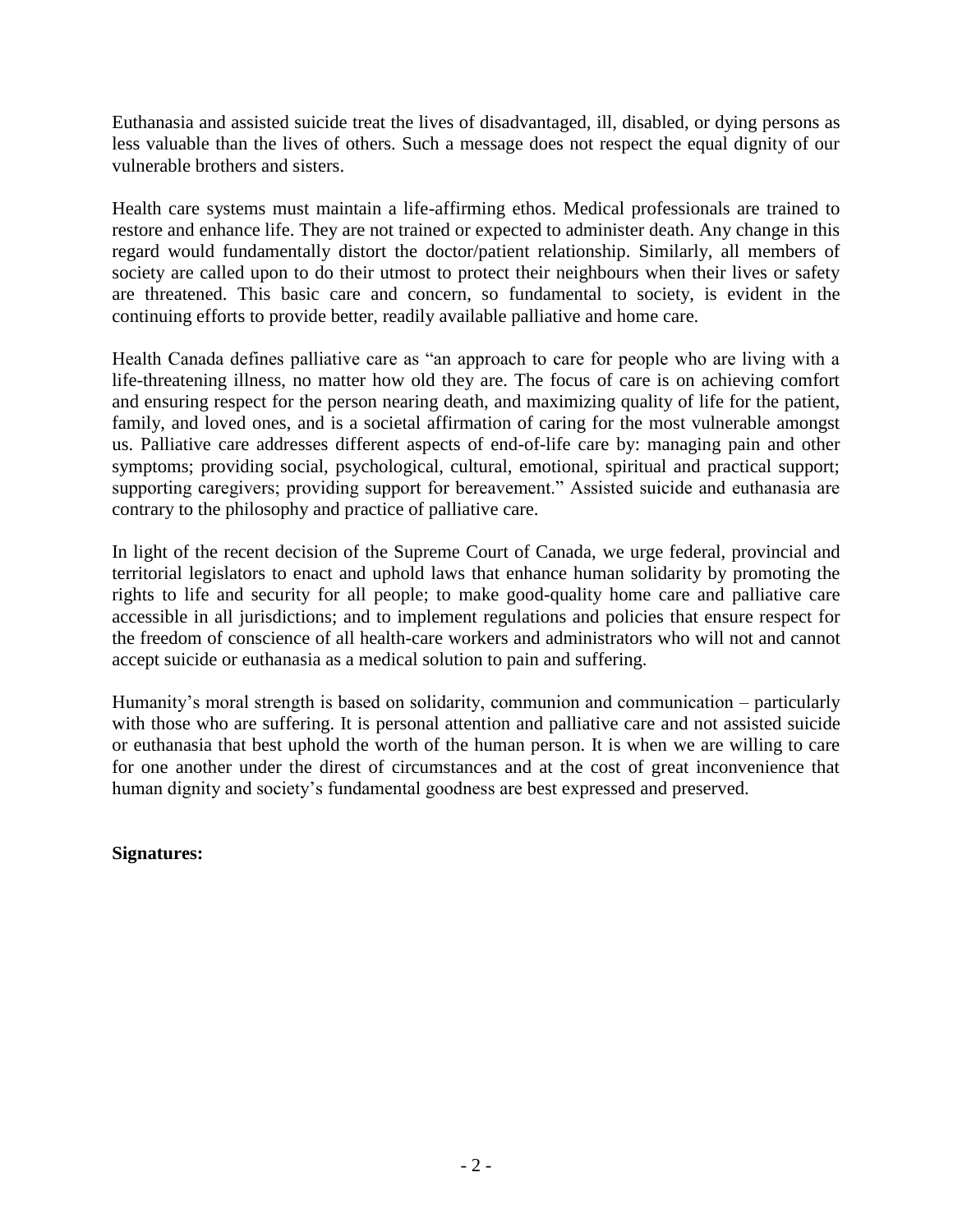Euthanasia and assisted suicide treat the lives of disadvantaged, ill, disabled, or dying persons as less valuable than the lives of others. Such a message does not respect the equal dignity of our vulnerable brothers and sisters.

Health care systems must maintain a life-affirming ethos. Medical professionals are trained to restore and enhance life. They are not trained or expected to administer death. Any change in this regard would fundamentally distort the doctor/patient relationship. Similarly, all members of society are called upon to do their utmost to protect their neighbours when their lives or safety are threatened. This basic care and concern, so fundamental to society, is evident in the continuing efforts to provide better, readily available palliative and home care.

Health Canada defines palliative care as "an approach to care for people who are living with a life-threatening illness, no matter how old they are. The focus of care is on achieving comfort and ensuring respect for the person nearing death, and maximizing quality of life for the patient, family, and loved ones, and is a societal affirmation of caring for the most vulnerable amongst us. Palliative care addresses different aspects of end-of-life care by: managing pain and other symptoms; providing social, psychological, cultural, emotional, spiritual and practical support; supporting caregivers; providing support for bereavement." Assisted suicide and euthanasia are contrary to the philosophy and practice of palliative care.

In light of the recent decision of the Supreme Court of Canada, we urge federal, provincial and territorial legislators to enact and uphold laws that enhance human solidarity by promoting the rights to life and security for all people; to make good-quality home care and palliative care accessible in all jurisdictions; and to implement regulations and policies that ensure respect for the freedom of conscience of all health-care workers and administrators who will not and cannot accept suicide or euthanasia as a medical solution to pain and suffering.

Humanity's moral strength is based on solidarity, communion and communication – particularly with those who are suffering. It is personal attention and palliative care and not assisted suicide or euthanasia that best uphold the worth of the human person. It is when we are willing to care for one another under the direst of circumstances and at the cost of great inconvenience that human dignity and society's fundamental goodness are best expressed and preserved.

**Signatures:**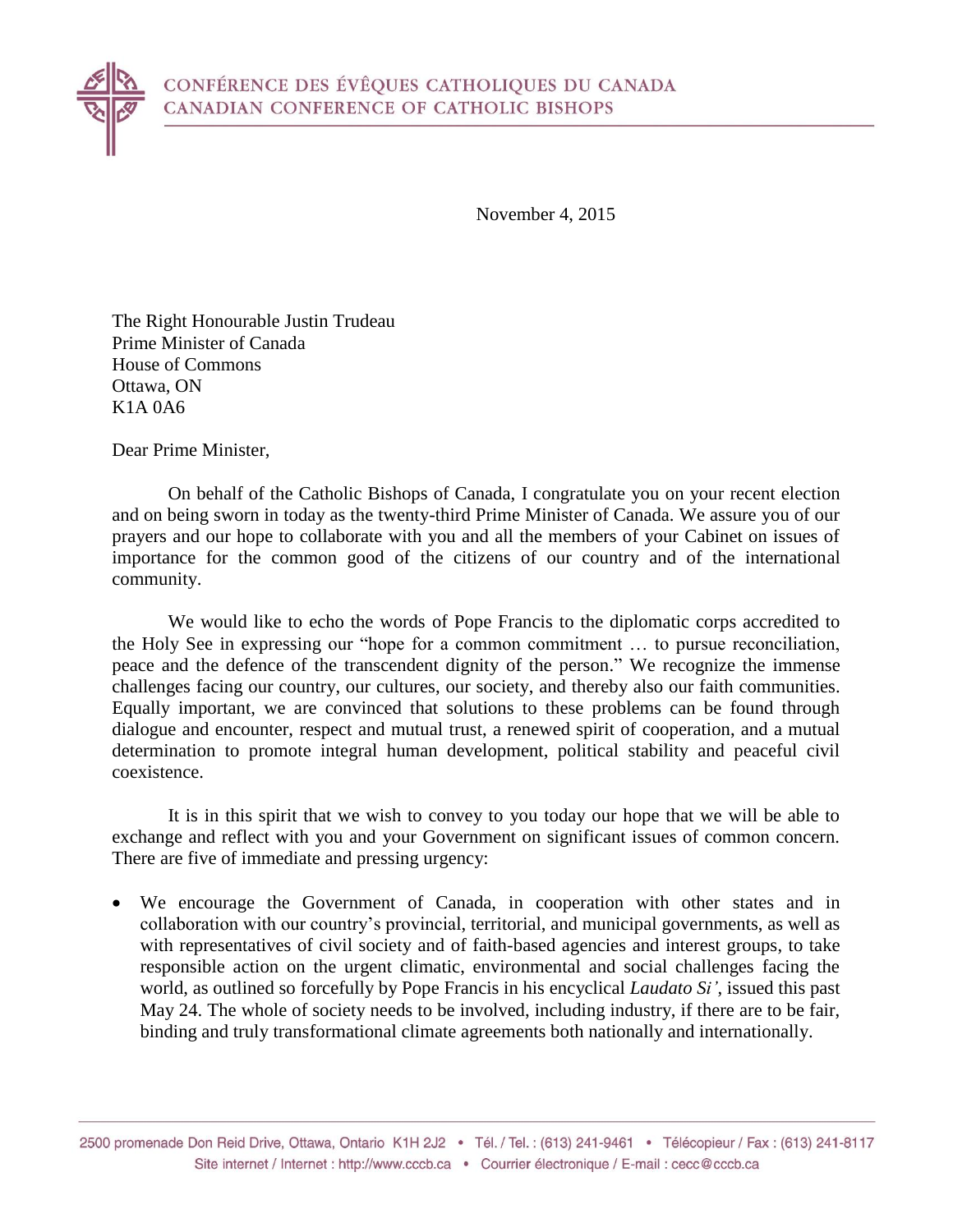CONFÉRENCE DES ÉVÊQUES CATHOLIQUES DU CANADA
CANADIAN CONFERENCE OF CATHOLIC BISHOPS

November 4, 2015

The Right Honourable Justin Trudeau
Prime Minister of Canada
House of Commons
Ottawa, ON
K1A 0A6

Dear Prime Minister,

On behalf of the Catholic Bishops of Canada, I congratulate you on your recent election and on being sworn in today as the twenty-third Prime Minister of Canada. We assure you of our prayers and our hope to collaborate with you and all the members of your Cabinet on issues of importance for the common good of the citizens of our country and of the international community.

We would like to echo the words of Pope Francis to the diplomatic corps accredited to the Holy See in expressing our "hope for a common commitment … to pursue reconciliation, peace and the defence of the transcendent dignity of the person." We recognize the immense challenges facing our country, our cultures, our society, and thereby also our faith communities. Equally important, we are convinced that solutions to these problems can be found through dialogue and encounter, respect and mutual trust, a renewed spirit of cooperation, and a mutual determination to promote integral human development, political stability and peaceful civil coexistence.

It is in this spirit that we wish to convey to you today our hope that we will be able to exchange and reflect with you and your Government on significant issues of common concern. There are five of immediate and pressing urgency:

- We encourage the Government of Canada, in cooperation with other states and in collaboration with our country's provincial, territorial, and municipal governments, as well as with representatives of civil society and of faith-based agencies and interest groups, to take responsible action on the urgent climatic, environmental and social challenges facing the world, as outlined so forcefully by Pope Francis in his encyclical *Laudato Si'*, issued this past May 24. The whole of society needs to be involved, including industry, if there are to be fair, binding and truly transformational climate agreements both nationally and internationally.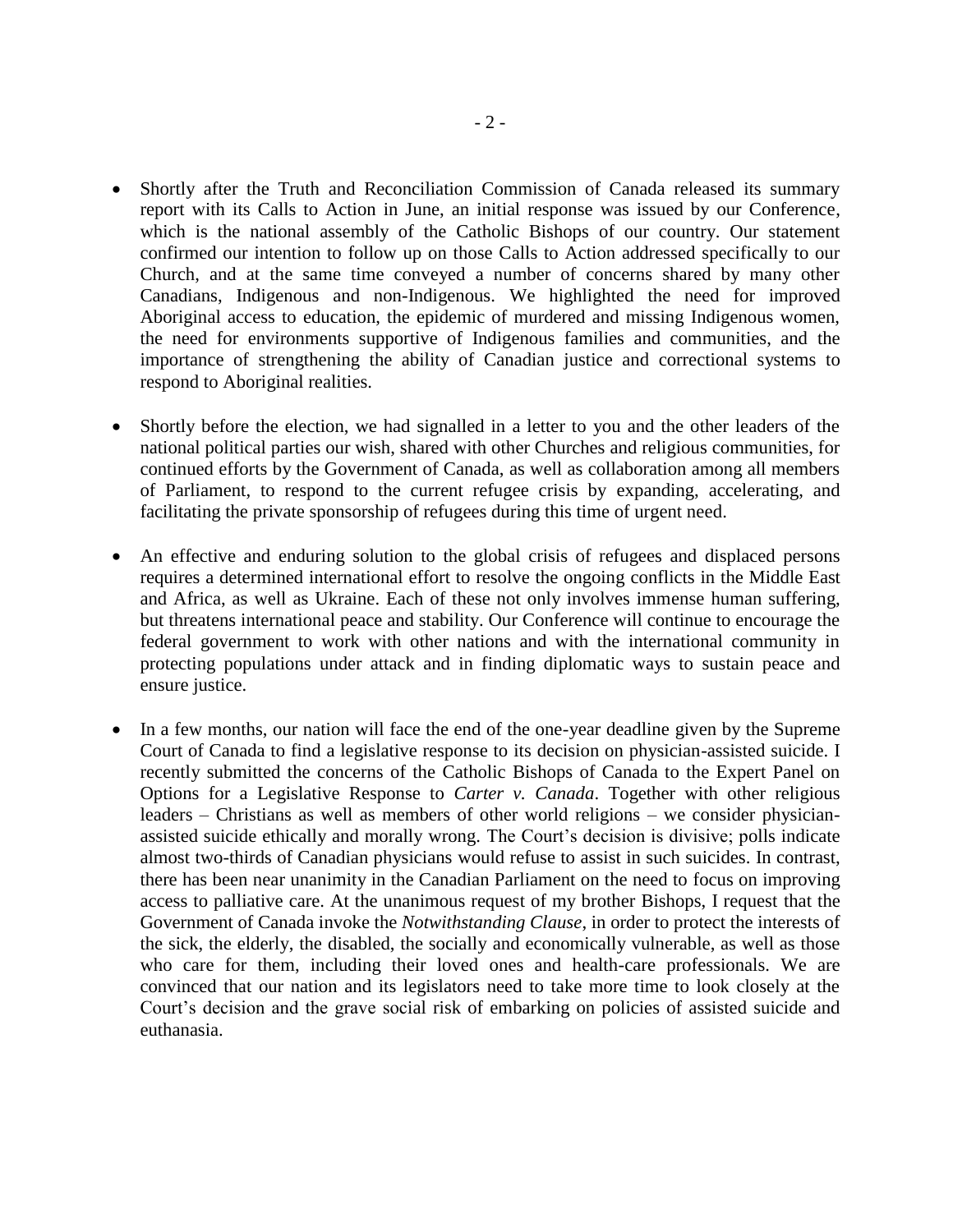- Shortly after the Truth and Reconciliation Commission of Canada released its summary report with its Calls to Action in June, an initial response was issued by our Conference, which is the national assembly of the Catholic Bishops of our country. Our statement confirmed our intention to follow up on those Calls to Action addressed specifically to our Church, and at the same time conveyed a number of concerns shared by many other Canadians, Indigenous and non-Indigenous. We highlighted the need for improved Aboriginal access to education, the epidemic of murdered and missing Indigenous women, the need for environments supportive of Indigenous families and communities, and the importance of strengthening the ability of Canadian justice and correctional systems to respond to Aboriginal realities.

- Shortly before the election, we had signalled in a letter to you and the other leaders of the national political parties our wish, shared with other Churches and religious communities, for continued efforts by the Government of Canada, as well as collaboration among all members of Parliament, to respond to the current refugee crisis by expanding, accelerating, and facilitating the private sponsorship of refugees during this time of urgent need.

- An effective and enduring solution to the global crisis of refugees and displaced persons requires a determined international effort to resolve the ongoing conflicts in the Middle East and Africa, as well as Ukraine. Each of these not only involves immense human suffering, but threatens international peace and stability. Our Conference will continue to encourage the federal government to work with other nations and with the international community in protecting populations under attack and in finding diplomatic ways to sustain peace and ensure justice.

- In a few months, our nation will face the end of the one-year deadline given by the Supreme Court of Canada to find a legislative response to its decision on physician-assisted suicide. I recently submitted the concerns of the Catholic Bishops of Canada to the Expert Panel on Options for a Legislative Response to *Carter v. Canada*. Together with other religious leaders – Christians as well as members of other world religions – we consider physician-assisted suicide ethically and morally wrong. The Court's decision is divisive; polls indicate almost two-thirds of Canadian physicians would refuse to assist in such suicides. In contrast, there has been near unanimity in the Canadian Parliament on the need to focus on improving access to palliative care. At the unanimous request of my brother Bishops, I request that the Government of Canada invoke the *Notwithstanding Clause*, in order to protect the interests of the sick, the elderly, the disabled, the socially and economically vulnerable, as well as those who care for them, including their loved ones and health-care professionals. We are convinced that our nation and its legislators need to take more time to look closely at the Court's decision and the grave social risk of embarking on policies of assisted suicide and euthanasia.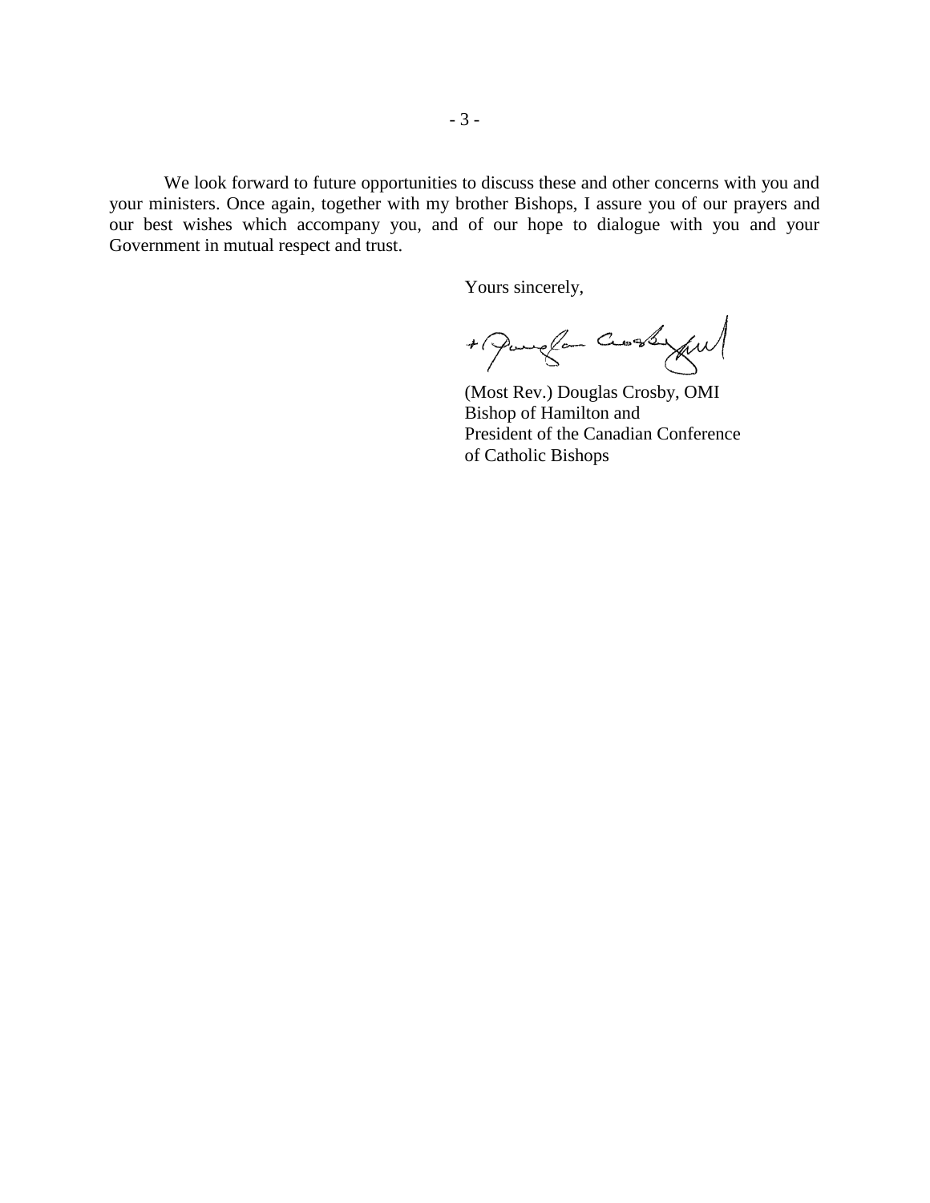We look forward to future opportunities to discuss these and other concerns with you and your ministers. Once again, together with my brother Bishops, I assure you of our prayers and our best wishes which accompany you, and of our hope to dialogue with you and your Government in mutual respect and trust.

Yours sincerely,

(Most Rev.) Douglas Crosby, OMI
Bishop of Hamilton and
President of the Canadian Conference
of Catholic Bishops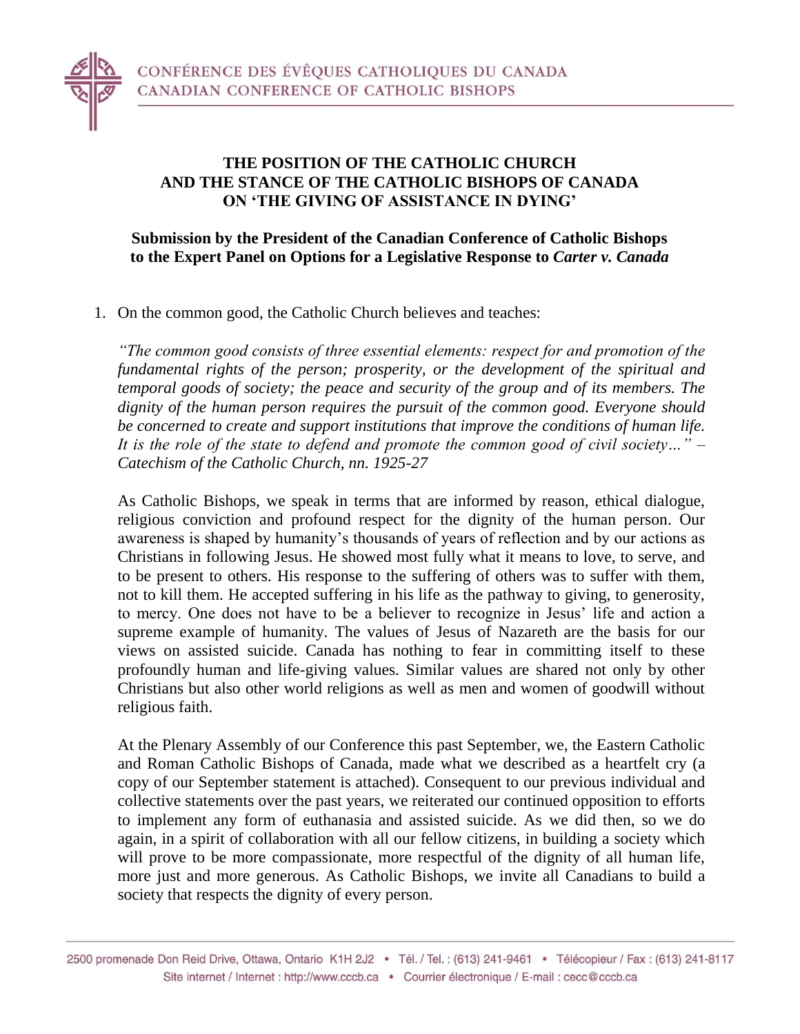CONFÉRENCE DES ÉVÊQUES CATHOLIQUES DU CANADA
CANADIAN CONFERENCE OF CATHOLIC BISHOPS

**THE POSITION OF THE CATHOLIC CHURCH AND THE STANCE OF THE CATHOLIC BISHOPS OF CANADA ON 'THE GIVING OF ASSISTANCE IN DYING'**

**Submission by the President of the Canadian Conference of Catholic Bishops to the Expert Panel on Options for a Legislative Response to *Carter v. Canada***

1. On the common good, the Catholic Church believes and teaches:

   *"The common good consists of three essential elements: respect for and promotion of the fundamental rights of the person; prosperity, or the development of the spiritual and temporal goods of society; the peace and security of the group and of its members. The dignity of the human person requires the pursuit of the common good. Everyone should be concerned to create and support institutions that improve the conditions of human life. It is the role of the state to defend and promote the common good of civil society…" – Catechism of the Catholic Church, nn. 1925-27*

   As Catholic Bishops, we speak in terms that are informed by reason, ethical dialogue, religious conviction and profound respect for the dignity of the human person. Our awareness is shaped by humanity's thousands of years of reflection and by our actions as Christians in following Jesus. He showed most fully what it means to love, to serve, and to be present to others. His response to the suffering of others was to suffer with them, not to kill them. He accepted suffering in his life as the pathway to giving, to generosity, to mercy. One does not have to be a believer to recognize in Jesus' life and action a supreme example of humanity. The values of Jesus of Nazareth are the basis for our views on assisted suicide. Canada has nothing to fear in committing itself to these profoundly human and life-giving values. Similar values are shared not only by other Christians but also other world religions as well as men and women of goodwill without religious faith.

   At the Plenary Assembly of our Conference this past September, we, the Eastern Catholic and Roman Catholic Bishops of Canada, made what we described as a heartfelt cry (a copy of our September statement is attached). Consequent to our previous individual and collective statements over the past years, we reiterated our continued opposition to efforts to implement any form of euthanasia and assisted suicide. As we did then, so we do again, in a spirit of collaboration with all our fellow citizens, in building a society which will prove to be more compassionate, more respectful of the dignity of all human life, more just and more generous. As Catholic Bishops, we invite all Canadians to build a society that respects the dignity of every person.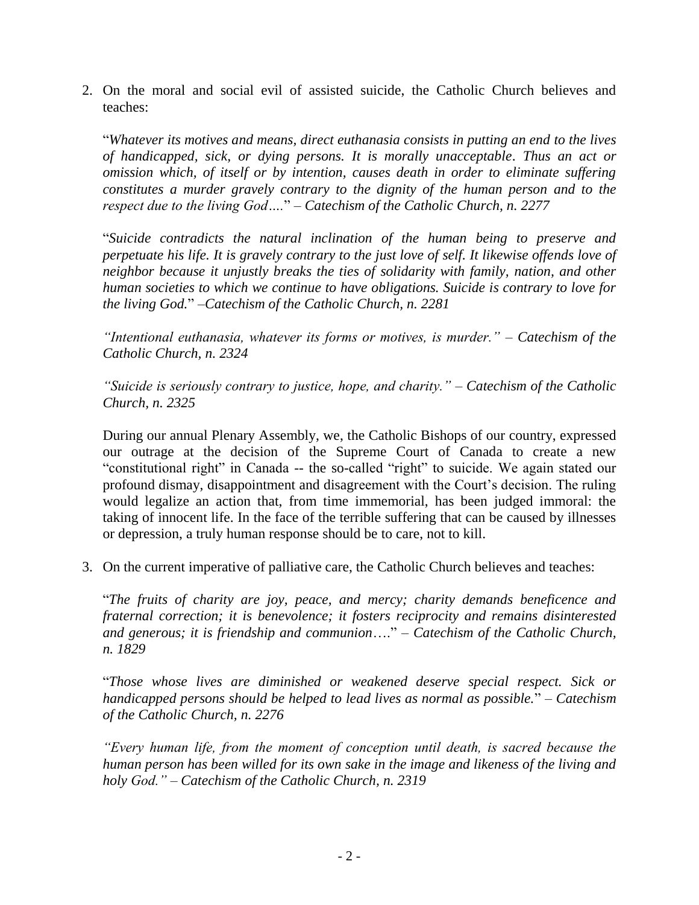2. On the moral and social evil of assisted suicide, the Catholic Church believes and teaches:

   "*Whatever its motives and means, direct euthanasia consists in putting an end to the lives of handicapped, sick, or dying persons. It is morally unacceptable. Thus an act or omission which, of itself or by intention, causes death in order to eliminate suffering constitutes a murder gravely contrary to the dignity of the human person and to the respect due to the living God….*" – *Catechism of the Catholic Church, n. 2277*

   "*Suicide contradicts the natural inclination of the human being to preserve and perpetuate his life. It is gravely contrary to the just love of self. It likewise offends love of neighbor because it unjustly breaks the ties of solidarity with family, nation, and other human societies to which we continue to have obligations. Suicide is contrary to love for the living God.*" –*Catechism of the Catholic Church, n. 2281*

   *"Intentional euthanasia, whatever its forms or motives, is murder."* – *Catechism of the Catholic Church, n. 2324*

   *"Suicide is seriously contrary to justice, hope, and charity."* – *Catechism of the Catholic Church, n. 2325*

   During our annual Plenary Assembly, we, the Catholic Bishops of our country, expressed our outrage at the decision of the Supreme Court of Canada to create a new "constitutional right" in Canada -- the so-called "right" to suicide. We again stated our profound dismay, disappointment and disagreement with the Court's decision. The ruling would legalize an action that, from time immemorial, has been judged immoral: the taking of innocent life. In the face of the terrible suffering that can be caused by illnesses or depression, a truly human response should be to care, not to kill.

3. On the current imperative of palliative care, the Catholic Church believes and teaches:

   "*The fruits of charity are joy, peace, and mercy; charity demands beneficence and fraternal correction; it is benevolence; it fosters reciprocity and remains disinterested and generous; it is friendship and communion….*" – *Catechism of the Catholic Church, n. 1829*

   "*Those whose lives are diminished or weakened deserve special respect. Sick or handicapped persons should be helped to lead lives as normal as possible.*" – *Catechism of the Catholic Church, n. 2276*

   *"Every human life, from the moment of conception until death, is sacred because the human person has been willed for its own sake in the image and likeness of the living and holy God."* – *Catechism of the Catholic Church, n. 2319*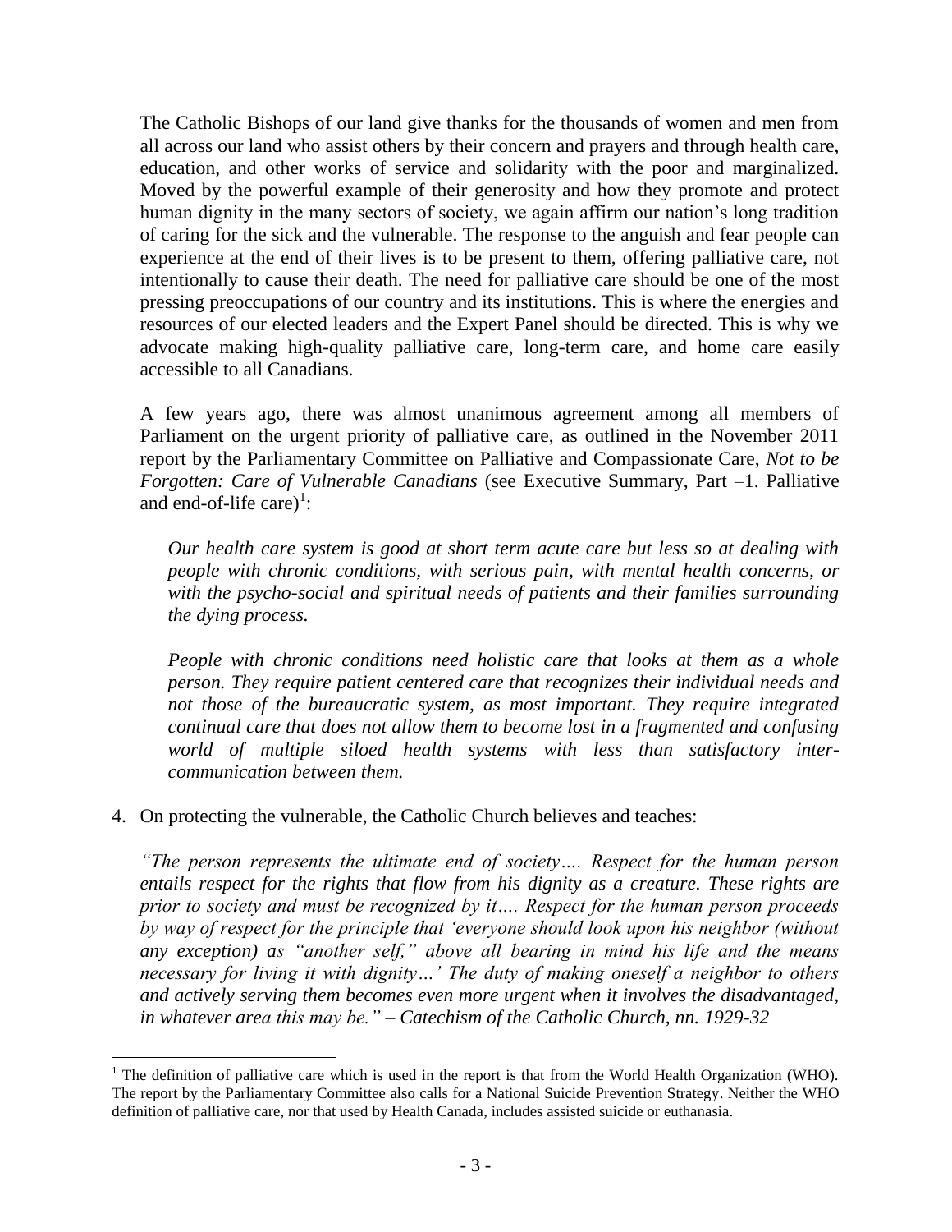The Catholic Bishops of our land give thanks for the thousands of women and men from all across our land who assist others by their concern and prayers and through health care, education, and other works of service and solidarity with the poor and marginalized. Moved by the powerful example of their generosity and how they promote and protect human dignity in the many sectors of society, we again affirm our nation's long tradition of caring for the sick and the vulnerable. The response to the anguish and fear people can experience at the end of their lives is to be present to them, offering palliative care, not intentionally to cause their death. The need for palliative care should be one of the most pressing preoccupations of our country and its institutions. This is where the energies and resources of our elected leaders and the Expert Panel should be directed. This is why we advocate making high-quality palliative care, long-term care, and home care easily accessible to all Canadians.

A few years ago, there was almost unanimous agreement among all members of Parliament on the urgent priority of palliative care, as outlined in the November 2011 report by the Parliamentary Committee on Palliative and Compassionate Care, *Not to be Forgotten: Care of Vulnerable Canadians* (see Executive Summary, Part –1. Palliative and end-of-life care)[1]:

> *Our health care system is good at short term acute care but less so at dealing with people with chronic conditions, with serious pain, with mental health concerns, or with the psycho-social and spiritual needs of patients and their families surrounding the dying process.*
>
> *People with chronic conditions need holistic care that looks at them as a whole person. They require patient centered care that recognizes their individual needs and not those of the bureaucratic system, as most important. They require integrated continual care that does not allow them to become lost in a fragmented and confusing world of multiple siloed health systems with less than satisfactory inter-communication between them.*

4. On protecting the vulnerable, the Catholic Church believes and teaches:

   *"The person represents the ultimate end of society…. Respect for the human person entails respect for the rights that flow from his dignity as a creature. These rights are prior to society and must be recognized by it…. Respect for the human person proceeds by way of respect for the principle that 'everyone should look upon his neighbor (without any exception) as "another self," above all bearing in mind his life and the means necessary for living it with dignity…' The duty of making oneself a neighbor to others and actively serving them becomes even more urgent when it involves the disadvantaged, in whatever area this may be." – Catechism of the Catholic Church, nn. 1929-32*

---

[1] The definition of palliative care which is used in the report is that from the World Health Organization (WHO). The report by the Parliamentary Committee also calls for a National Suicide Prevention Strategy. Neither the WHO definition of palliative care, nor that used by Health Canada, includes assisted suicide or euthanasia.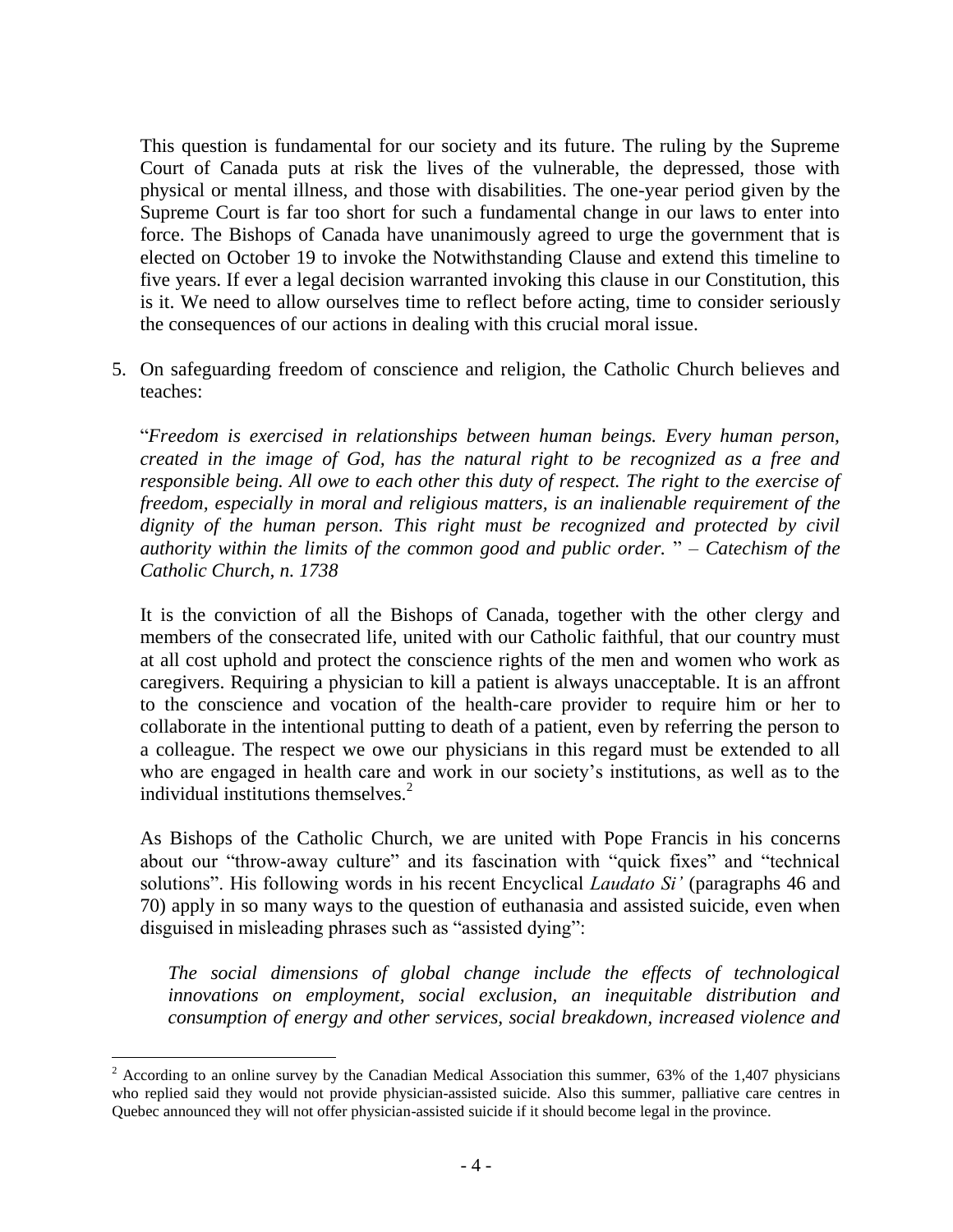This question is fundamental for our society and its future. The ruling by the Supreme Court of Canada puts at risk the lives of the vulnerable, the depressed, those with physical or mental illness, and those with disabilities. The one-year period given by the Supreme Court is far too short for such a fundamental change in our laws to enter into force. The Bishops of Canada have unanimously agreed to urge the government that is elected on October 19 to invoke the Notwithstanding Clause and extend this timeline to five years. If ever a legal decision warranted invoking this clause in our Constitution, this is it. We need to allow ourselves time to reflect before acting, time to consider seriously the consequences of our actions in dealing with this crucial moral issue.

5. On safeguarding freedom of conscience and religion, the Catholic Church believes and teaches:

   "*Freedom is exercised in relationships between human beings. Every human person, created in the image of God, has the natural right to be recognized as a free and responsible being. All owe to each other this duty of respect. The right to the exercise of freedom, especially in moral and religious matters, is an inalienable requirement of the dignity of the human person. This right must be recognized and protected by civil authority within the limits of the common good and public order.* " – *Catechism of the Catholic Church, n. 1738*

   It is the conviction of all the Bishops of Canada, together with the other clergy and members of the consecrated life, united with our Catholic faithful, that our country must at all cost uphold and protect the conscience rights of the men and women who work as caregivers. Requiring a physician to kill a patient is always unacceptable. It is an affront to the conscience and vocation of the health-care provider to require him or her to collaborate in the intentional putting to death of a patient, even by referring the person to a colleague. The respect we owe our physicians in this regard must be extended to all who are engaged in health care and work in our society's institutions, as well as to the individual institutions themselves.[2]

   As Bishops of the Catholic Church, we are united with Pope Francis in his concerns about our "throw-away culture" and its fascination with "quick fixes" and "technical solutions". His following words in his recent Encyclical *Laudato Si'* (paragraphs 46 and 70) apply in so many ways to the question of euthanasia and assisted suicide, even when disguised in misleading phrases such as "assisted dying":

   *The social dimensions of global change include the effects of technological innovations on employment, social exclusion, an inequitable distribution and consumption of energy and other services, social breakdown, increased violence and*

---

[2] According to an online survey by the Canadian Medical Association this summer, 63% of the 1,407 physicians who replied said they would not provide physician-assisted suicide. Also this summer, palliative care centres in Quebec announced they will not offer physician-assisted suicide if it should become legal in the province.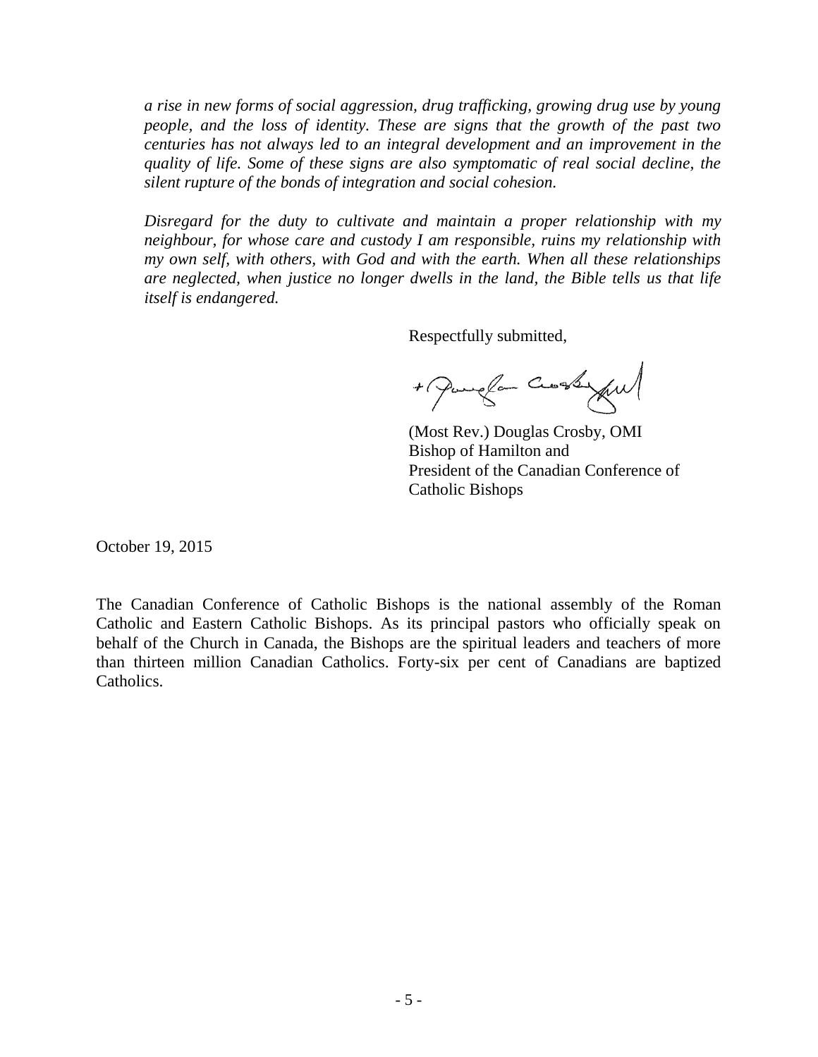*a rise in new forms of social aggression, drug trafficking, growing drug use by young people, and the loss of identity. These are signs that the growth of the past two centuries has not always led to an integral development and an improvement in the quality of life. Some of these signs are also symptomatic of real social decline, the silent rupture of the bonds of integration and social cohesion.*

*Disregard for the duty to cultivate and maintain a proper relationship with my neighbour, for whose care and custody I am responsible, ruins my relationship with my own self, with others, with God and with the earth. When all these relationships are neglected, when justice no longer dwells in the land, the Bible tells us that life itself is endangered.*

Respectfully submitted,

(Most Rev.) Douglas Crosby, OMI
Bishop of Hamilton and
President of the Canadian Conference of
Catholic Bishops

October 19, 2015

The Canadian Conference of Catholic Bishops is the national assembly of the Roman Catholic and Eastern Catholic Bishops. As its principal pastors who officially speak on behalf of the Church in Canada, the Bishops are the spiritual leaders and teachers of more than thirteen million Canadian Catholics. Forty-six per cent of Canadians are baptized Catholics.